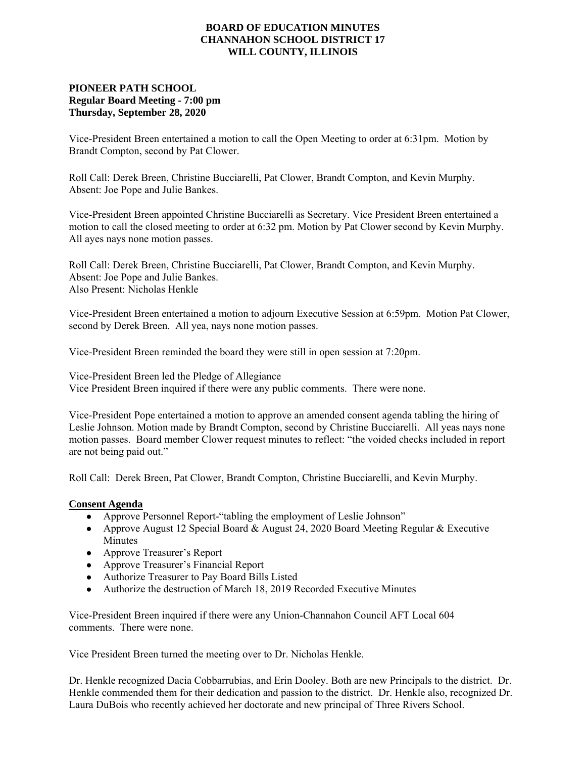# BOARD OF EDUCATION MINUTES
# CHANNAHON SCHOOL DISTRICT 17
# WILL COUNTY, ILLINOIS

**PIONEER PATH SCHOOL**
**Regular Board Meeting - 7:00 pm**
**Thursday, September 28, 2020**

Vice-President Breen entertained a motion to call the Open Meeting to order at 6:31pm. Motion by Brandt Compton, second by Pat Clower.

Roll Call: Derek Breen, Christine Bucciarelli, Pat Clower, Brandt Compton, and Kevin Murphy.
Absent: Joe Pope and Julie Bankes.

Vice-President Breen appointed Christine Bucciarelli as Secretary. Vice President Breen entertained a motion to call the closed meeting to order at 6:32 pm. Motion by Pat Clower second by Kevin Murphy. All ayes nays none motion passes.

Roll Call: Derek Breen, Christine Bucciarelli, Pat Clower, Brandt Compton, and Kevin Murphy.
Absent: Joe Pope and Julie Bankes.
Also Present: Nicholas Henkle

Vice-President Breen entertained a motion to adjourn Executive Session at 6:59pm. Motion Pat Clower, second by Derek Breen. All yea, nays none motion passes.

Vice-President Breen reminded the board they were still in open session at 7:20pm.

Vice-President Breen led the Pledge of Allegiance
Vice President Breen inquired if there were any public comments. There were none.

Vice-President Pope entertained a motion to approve an amended consent agenda tabling the hiring of Leslie Johnson. Motion made by Brandt Compton, second by Christine Bucciarelli. All yeas nays none motion passes. Board member Clower request minutes to reflect: "the voided checks included in report are not being paid out."

Roll Call: Derek Breen, Pat Clower, Brandt Compton, Christine Bucciarelli, and Kevin Murphy.

**Consent Agenda**

- Approve Personnel Report-"tabling the employment of Leslie Johnson"
- Approve August 12 Special Board & August 24, 2020 Board Meeting Regular & Executive Minutes
- Approve Treasurer's Report
- Approve Treasurer's Financial Report
- Authorize Treasurer to Pay Board Bills Listed
- Authorize the destruction of March 18, 2019 Recorded Executive Minutes

Vice-President Breen inquired if there were any Union-Channahon Council AFT Local 604 comments. There were none.

Vice President Breen turned the meeting over to Dr. Nicholas Henkle.

Dr. Henkle recognized Dacia Cobbarrubias, and Erin Dooley. Both are new Principals to the district. Dr. Henkle commended them for their dedication and passion to the district. Dr. Henkle also, recognized Dr. Laura DuBois who recently achieved her doctorate and new principal of Three Rivers School.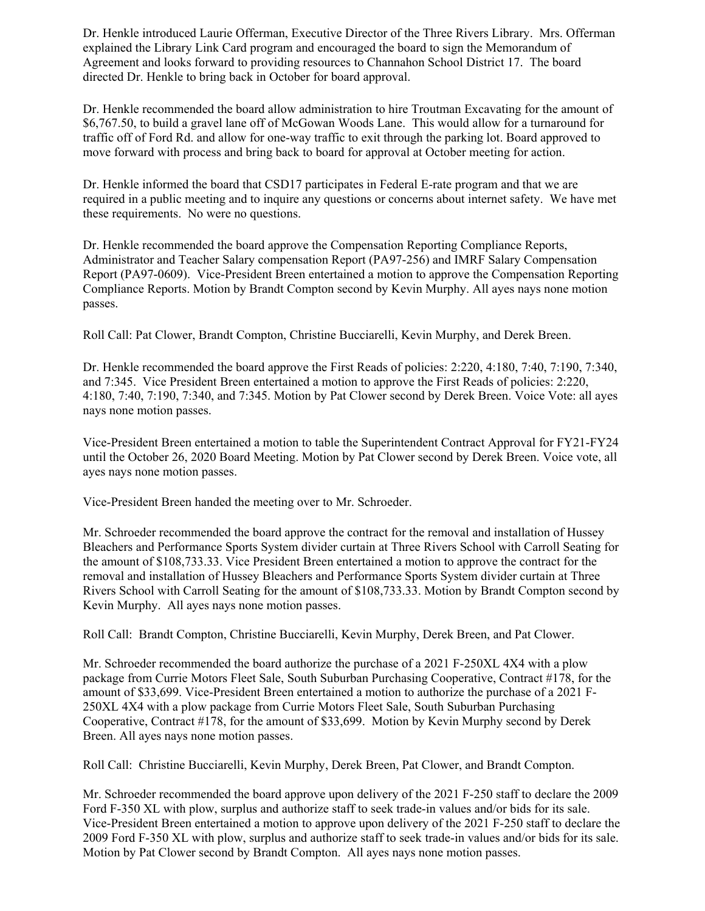Dr. Henkle introduced Laurie Offerman, Executive Director of the Three Rivers Library. Mrs. Offerman explained the Library Link Card program and encouraged the board to sign the Memorandum of Agreement and looks forward to providing resources to Channahon School District 17. The board directed Dr. Henkle to bring back in October for board approval.

Dr. Henkle recommended the board allow administration to hire Troutman Excavating for the amount of $6,767.50, to build a gravel lane off of McGowan Woods Lane. This would allow for a turnaround for traffic off of Ford Rd. and allow for one-way traffic to exit through the parking lot. Board approved to move forward with process and bring back to board for approval at October meeting for action.

Dr. Henkle informed the board that CSD17 participates in Federal E-rate program and that we are required in a public meeting and to inquire any questions or concerns about internet safety. We have met these requirements. No were no questions.

Dr. Henkle recommended the board approve the Compensation Reporting Compliance Reports, Administrator and Teacher Salary compensation Report (PA97-256) and IMRF Salary Compensation Report (PA97-0609). Vice-President Breen entertained a motion to approve the Compensation Reporting Compliance Reports. Motion by Brandt Compton second by Kevin Murphy. All ayes nays none motion passes.

Roll Call: Pat Clower, Brandt Compton, Christine Bucciarelli, Kevin Murphy, and Derek Breen.

Dr. Henkle recommended the board approve the First Reads of policies: 2:220, 4:180, 7:40, 7:190, 7:340, and 7:345. Vice President Breen entertained a motion to approve the First Reads of policies: 2:220, 4:180, 7:40, 7:190, 7:340, and 7:345. Motion by Pat Clower second by Derek Breen. Voice Vote: all ayes nays none motion passes.

Vice-President Breen entertained a motion to table the Superintendent Contract Approval for FY21-FY24 until the October 26, 2020 Board Meeting. Motion by Pat Clower second by Derek Breen. Voice vote, all ayes nays none motion passes.

Vice-President Breen handed the meeting over to Mr. Schroeder.

Mr. Schroeder recommended the board approve the contract for the removal and installation of Hussey Bleachers and Performance Sports System divider curtain at Three Rivers School with Carroll Seating for the amount of $108,733.33. Vice President Breen entertained a motion to approve the contract for the removal and installation of Hussey Bleachers and Performance Sports System divider curtain at Three Rivers School with Carroll Seating for the amount of $108,733.33. Motion by Brandt Compton second by Kevin Murphy. All ayes nays none motion passes.

Roll Call: Brandt Compton, Christine Bucciarelli, Kevin Murphy, Derek Breen, and Pat Clower.

Mr. Schroeder recommended the board authorize the purchase of a 2021 F-250XL 4X4 with a plow package from Currie Motors Fleet Sale, South Suburban Purchasing Cooperative, Contract #178, for the amount of $33,699. Vice-President Breen entertained a motion to authorize the purchase of a 2021 F-250XL 4X4 with a plow package from Currie Motors Fleet Sale, South Suburban Purchasing Cooperative, Contract #178, for the amount of $33,699. Motion by Kevin Murphy second by Derek Breen. All ayes nays none motion passes.

Roll Call: Christine Bucciarelli, Kevin Murphy, Derek Breen, Pat Clower, and Brandt Compton.

Mr. Schroeder recommended the board approve upon delivery of the 2021 F-250 staff to declare the 2009 Ford F-350 XL with plow, surplus and authorize staff to seek trade-in values and/or bids for its sale. Vice-President Breen entertained a motion to approve upon delivery of the 2021 F-250 staff to declare the 2009 Ford F-350 XL with plow, surplus and authorize staff to seek trade-in values and/or bids for its sale. Motion by Pat Clower second by Brandt Compton. All ayes nays none motion passes.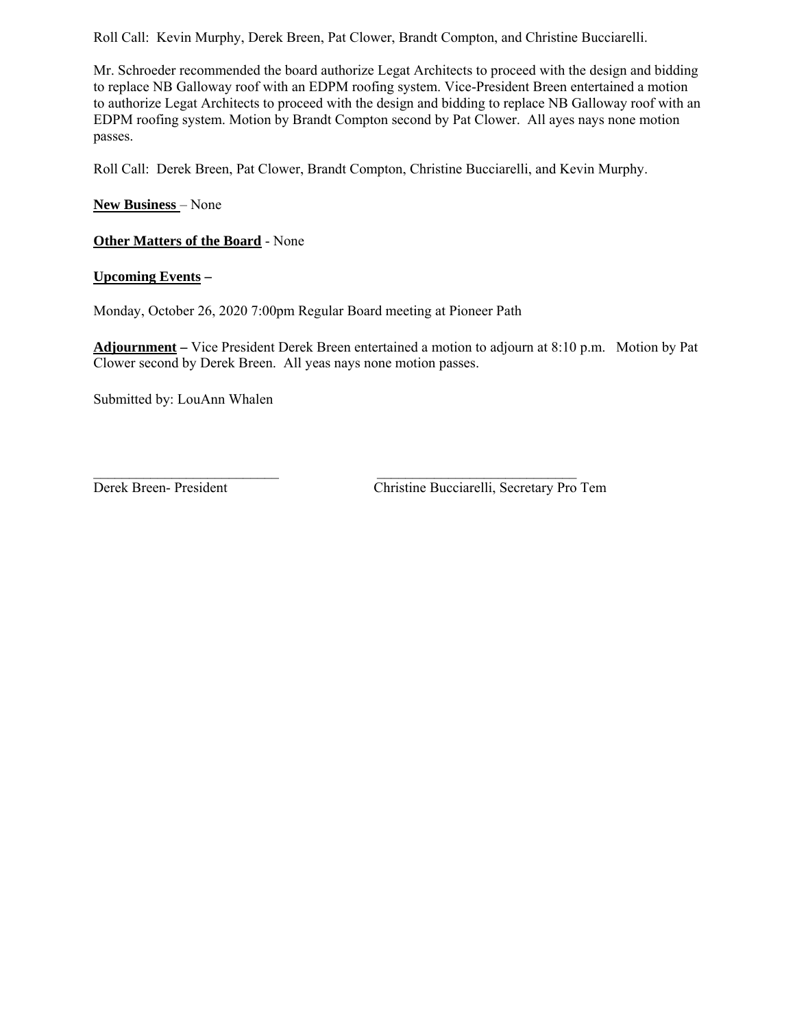Roll Call: Kevin Murphy, Derek Breen, Pat Clower, Brandt Compton, and Christine Bucciarelli.

Mr. Schroeder recommended the board authorize Legat Architects to proceed with the design and bidding to replace NB Galloway roof with an EDPM roofing system. Vice-President Breen entertained a motion to authorize Legat Architects to proceed with the design and bidding to replace NB Galloway roof with an EDPM roofing system. Motion by Brandt Compton second by Pat Clower. All ayes nays none motion passes.

Roll Call: Derek Breen, Pat Clower, Brandt Compton, Christine Bucciarelli, and Kevin Murphy.

**New Business** – None

**Other Matters of the Board** - None

**Upcoming Events –**

Monday, October 26, 2020 7:00pm Regular Board meeting at Pioneer Path

**Adjournment –** Vice President Derek Breen entertained a motion to adjourn at 8:10 p.m. Motion by Pat Clower second by Derek Breen. All yeas nays none motion passes.

Submitted by: LouAnn Whalen

___________________________ ___________________________

Derek Breen- President Christine Bucciarelli, Secretary Pro Tem